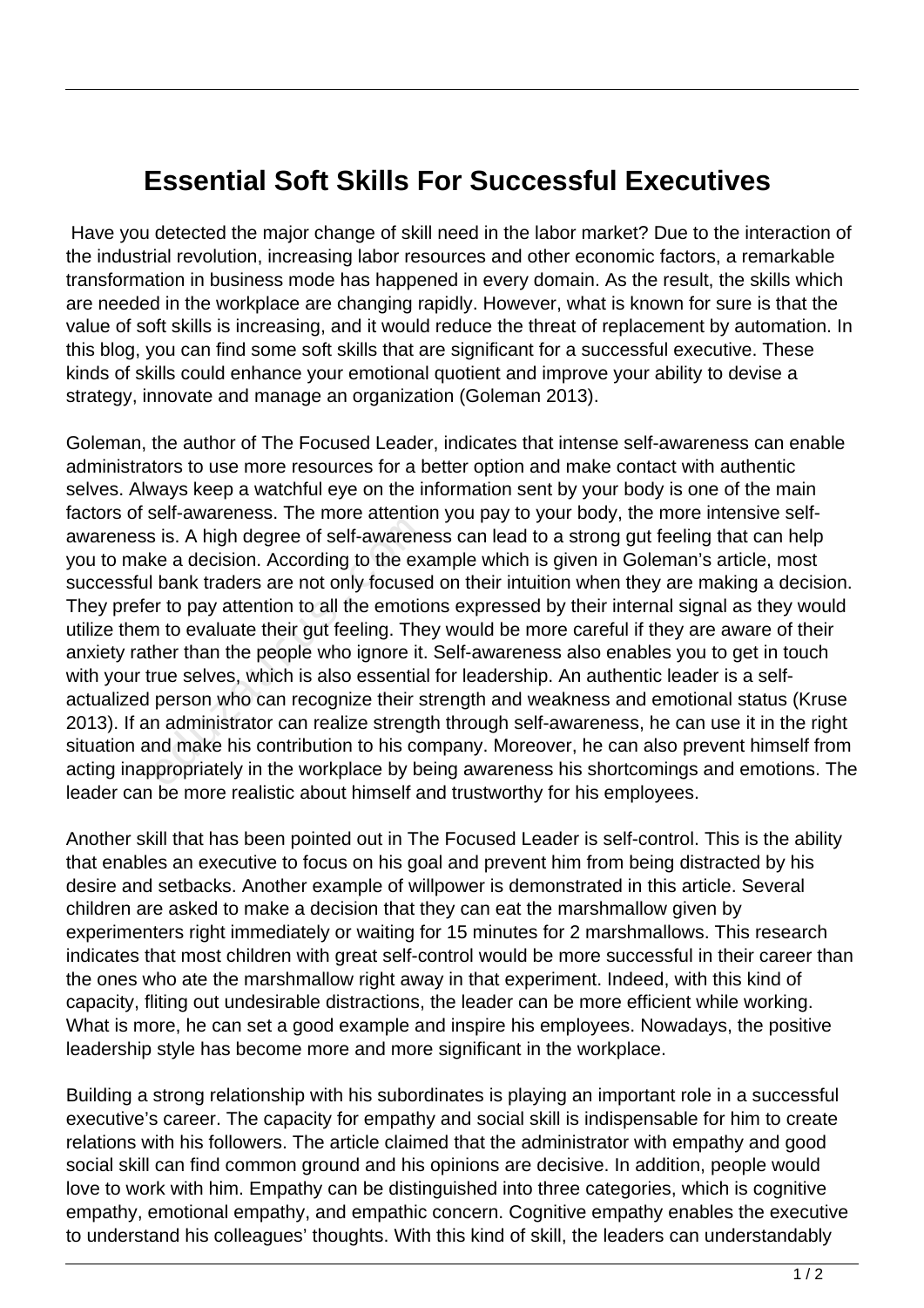# Essential Soft Skills For Successful Executives

Have you detected the major change of skill need in the labor market? Due to the interaction of the industrial revolution, increasing labor resources and other economic factors, a remarkable transformation in business mode has happened in every domain. As the result, the skills which are needed in the workplace are changing rapidly. However, what is known for sure is that the value of soft skills is increasing, and it would reduce the threat of replacement by automation. In this blog, you can find some soft skills that are significant for a successful executive. These kinds of skills could enhance your emotional quotient and improve your ability to devise a strategy, innovate and manage an organization (Goleman 2013).

Goleman, the author of The Focused Leader, indicates that intense self-awareness can enable administrators to use more resources for a better option and make contact with authentic selves. Always keep a watchful eye on the information sent by your body is one of the main factors of self-awareness. The more attention you pay to your body, the more intensive self-awareness is. A high degree of self-awareness can lead to a strong gut feeling that can help you to make a decision. According to the example which is given in Goleman's article, most successful bank traders are not only focused on their intuition when they are making a decision. They prefer to pay attention to all the emotions expressed by their internal signal as they would utilize them to evaluate their gut feeling. They would be more careful if they are aware of their anxiety rather than the people who ignore it. Self-awareness also enables you to get in touch with your true selves, which is also essential for leadership. An authentic leader is a self-actualized person who can recognize their strength and weakness and emotional status (Kruse 2013). If an administrator can realize strength through self-awareness, he can use it in the right situation and make his contribution to his company. Moreover, he can also prevent himself from acting inappropriately in the workplace by being awareness his shortcomings and emotions. The leader can be more realistic about himself and trustworthy for his employees.

Another skill that has been pointed out in The Focused Leader is self-control. This is the ability that enables an executive to focus on his goal and prevent him from being distracted by his desire and setbacks. Another example of willpower is demonstrated in this article. Several children are asked to make a decision that they can eat the marshmallow given by experimenters right immediately or waiting for 15 minutes for 2 marshmallows. This research indicates that most children with great self-control would be more successful in their career than the ones who ate the marshmallow right away in that experiment. Indeed, with this kind of capacity, fliting out undesirable distractions, the leader can be more efficient while working. What is more, he can set a good example and inspire his employees. Nowadays, the positive leadership style has become more and more significant in the workplace.

Building a strong relationship with his subordinates is playing an important role in a successful executive's career. The capacity for empathy and social skill is indispensable for him to create relations with his followers. The article claimed that the administrator with empathy and good social skill can find common ground and his opinions are decisive. In addition, people would love to work with him. Empathy can be distinguished into three categories, which is cognitive empathy, emotional empathy, and empathic concern. Cognitive empathy enables the executive to understand his colleagues' thoughts. With this kind of skill, the leaders can understandably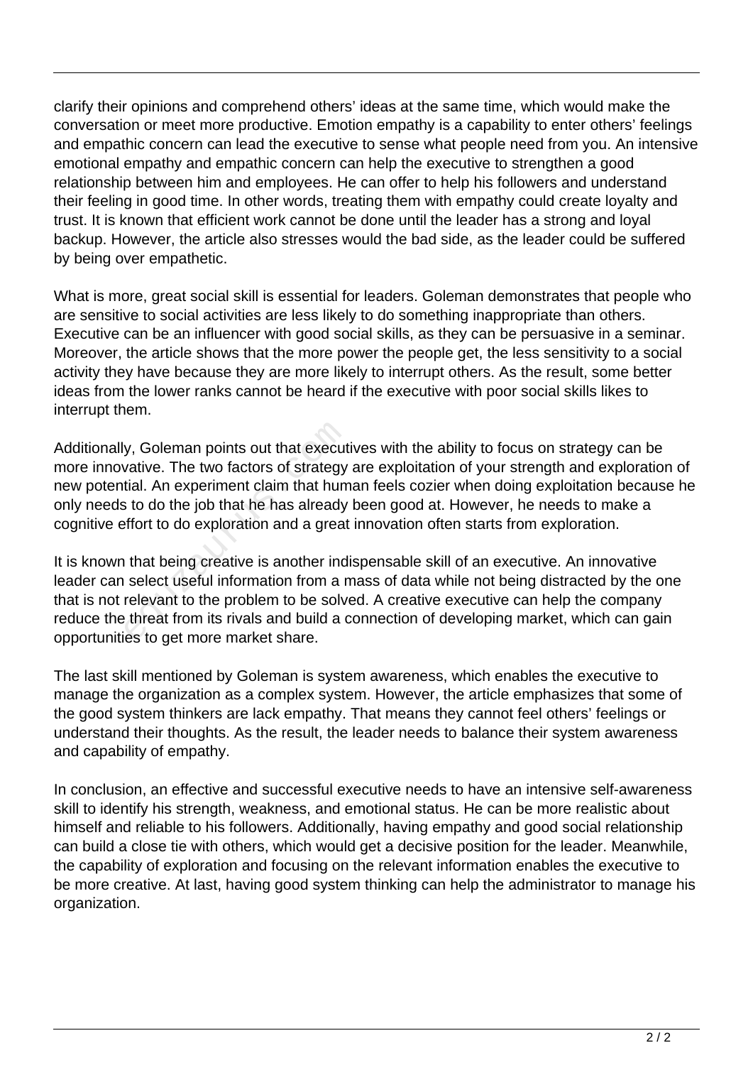clarify their opinions and comprehend others' ideas at the same time, which would make the conversation or meet more productive. Emotion empathy is a capability to enter others' feelings and empathic concern can lead the executive to sense what people need from you. An intensive emotional empathy and empathic concern can help the executive to strengthen a good relationship between him and employees. He can offer to help his followers and understand their feeling in good time. In other words, treating them with empathy could create loyalty and trust. It is known that efficient work cannot be done until the leader has a strong and loyal backup. However, the article also stresses would the bad side, as the leader could be suffered by being over empathetic.

What is more, great social skill is essential for leaders. Goleman demonstrates that people who are sensitive to social activities are less likely to do something inappropriate than others. Executive can be an influencer with good social skills, as they can be persuasive in a seminar. Moreover, the article shows that the more power the people get, the less sensitivity to a social activity they have because they are more likely to interrupt others. As the result, some better ideas from the lower ranks cannot be heard if the executive with poor social skills likes to interrupt them.

Additionally, Goleman points out that executives with the ability to focus on strategy can be more innovative. The two factors of strategy are exploitation of your strength and exploration of new potential. An experiment claim that human feels cozier when doing exploitation because he only needs to do the job that he has already been good at. However, he needs to make a cognitive effort to do exploration and a great innovation often starts from exploration.

It is known that being creative is another indispensable skill of an executive. An innovative leader can select useful information from a mass of data while not being distracted by the one that is not relevant to the problem to be solved. A creative executive can help the company reduce the threat from its rivals and build a connection of developing market, which can gain opportunities to get more market share.

The last skill mentioned by Goleman is system awareness, which enables the executive to manage the organization as a complex system. However, the article emphasizes that some of the good system thinkers are lack empathy. That means they cannot feel others' feelings or understand their thoughts. As the result, the leader needs to balance their system awareness and capability of empathy.

In conclusion, an effective and successful executive needs to have an intensive self-awareness skill to identify his strength, weakness, and emotional status. He can be more realistic about himself and reliable to his followers. Additionally, having empathy and good social relationship can build a close tie with others, which would get a decisive position for the leader. Meanwhile, the capability of exploration and focusing on the relevant information enables the executive to be more creative. At last, having good system thinking can help the administrator to manage his organization.